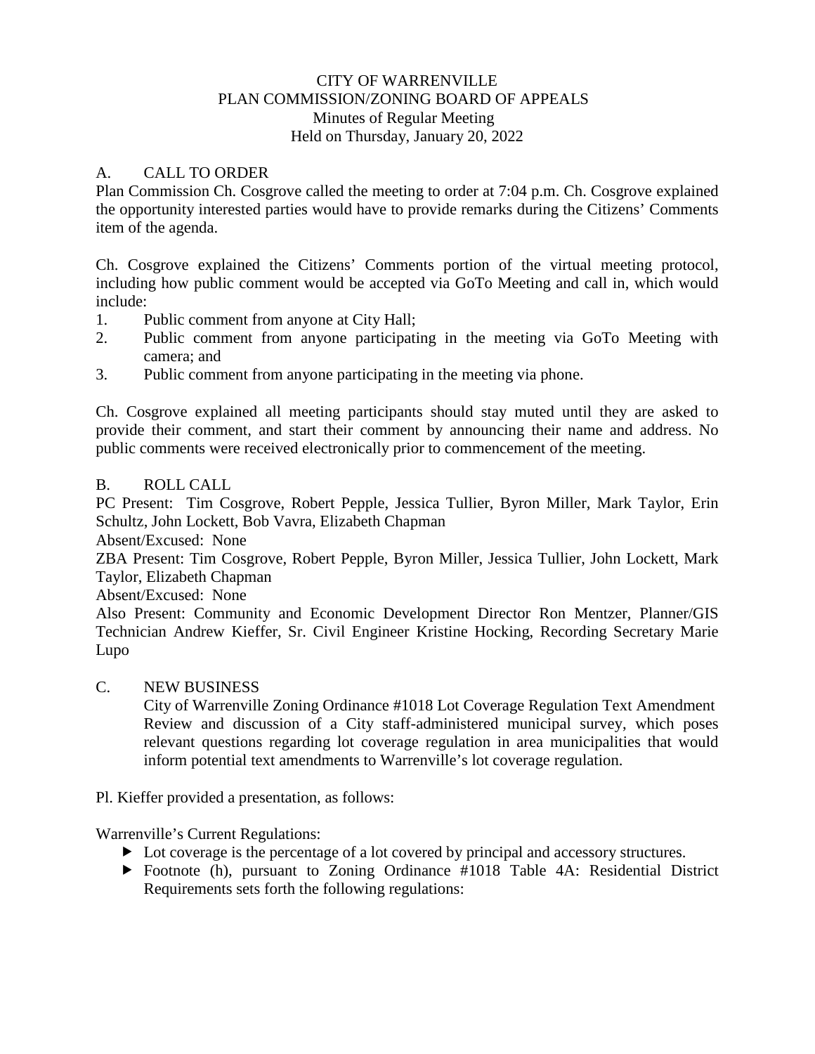# CITY OF WARRENVILLE
## PLAN COMMISSION/ZONING BOARD OF APPEALS
### Minutes of Regular Meeting
### Held on Thursday, January 20, 2022

## A. CALL TO ORDER

Plan Commission Ch. Cosgrove called the meeting to order at 7:04 p.m. Ch. Cosgrove explained the opportunity interested parties would have to provide remarks during the Citizens' Comments item of the agenda.

Ch. Cosgrove explained the Citizens' Comments portion of the virtual meeting protocol, including how public comment would be accepted via GoTo Meeting and call in, which would include:

1. Public comment from anyone at City Hall;
2. Public comment from anyone participating in the meeting via GoTo Meeting with camera; and
3. Public comment from anyone participating in the meeting via phone.

Ch. Cosgrove explained all meeting participants should stay muted until they are asked to provide their comment, and start their comment by announcing their name and address. No public comments were received electronically prior to commencement of the meeting.

## B. ROLL CALL

PC Present: Tim Cosgrove, Robert Pepple, Jessica Tullier, Byron Miller, Mark Taylor, Erin Schultz, John Lockett, Bob Vavra, Elizabeth Chapman

Absent/Excused: None

ZBA Present: Tim Cosgrove, Robert Pepple, Byron Miller, Jessica Tullier, John Lockett, Mark Taylor, Elizabeth Chapman

Absent/Excused: None

Also Present: Community and Economic Development Director Ron Mentzer, Planner/GIS Technician Andrew Kieffer, Sr. Civil Engineer Kristine Hocking, Recording Secretary Marie Lupo

## C. NEW BUSINESS

City of Warrenville Zoning Ordinance #1018 Lot Coverage Regulation Text Amendment
Review and discussion of a City staff-administered municipal survey, which poses relevant questions regarding lot coverage regulation in area municipalities that would inform potential text amendments to Warrenville's lot coverage regulation.

Pl. Kieffer provided a presentation, as follows:

Warrenville's Current Regulations:

- Lot coverage is the percentage of a lot covered by principal and accessory structures.
- Footnote (h), pursuant to Zoning Ordinance #1018 Table 4A: Residential District Requirements sets forth the following regulations: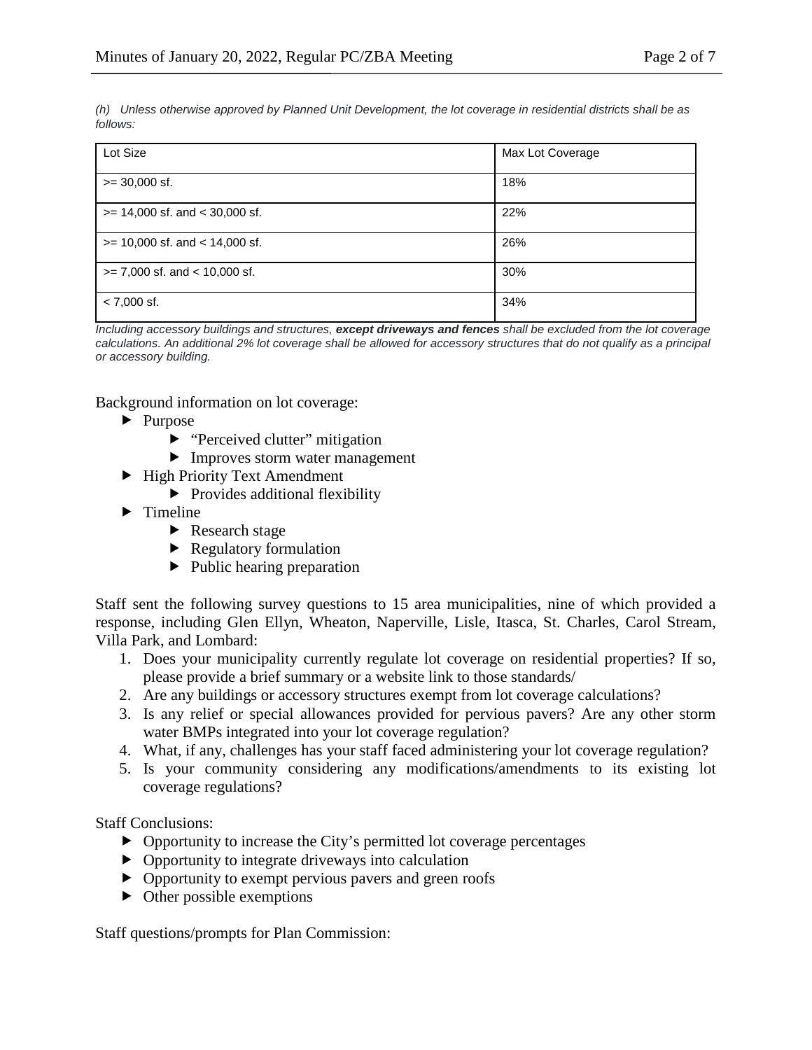*(h) Unless otherwise approved by Planned Unit Development, the lot coverage in residential districts shall be as follows:*

| Lot Size | Max Lot Coverage |
|---|---|
| >= 30,000 sf. | 18% |
| >= 14,000 sf. and < 30,000 sf. | 22% |
| >= 10,000 sf. and < 14,000 sf. | 26% |
| >= 7,000 sf. and < 10,000 sf. | 30% |
| < 7,000 sf. | 34% |

*Including accessory buildings and structures, **except driveways and fences** shall be excluded from the lot coverage calculations. An additional 2% lot coverage shall be allowed for accessory structures that do not qualify as a principal or accessory building.*

Background information on lot coverage:

- Purpose
  - "Perceived clutter" mitigation
  - Improves storm water management
- High Priority Text Amendment
  - Provides additional flexibility
- Timeline
  - Research stage
  - Regulatory formulation
  - Public hearing preparation

Staff sent the following survey questions to 15 area municipalities, nine of which provided a response, including Glen Ellyn, Wheaton, Naperville, Lisle, Itasca, St. Charles, Carol Stream, Villa Park, and Lombard:

1. Does your municipality currently regulate lot coverage on residential properties? If so, please provide a brief summary or a website link to those standards/
2. Are any buildings or accessory structures exempt from lot coverage calculations?
3. Is any relief or special allowances provided for pervious pavers? Are any other storm water BMPs integrated into your lot coverage regulation?
4. What, if any, challenges has your staff faced administering your lot coverage regulation?
5. Is your community considering any modifications/amendments to its existing lot coverage regulations?

Staff Conclusions:

- Opportunity to increase the City's permitted lot coverage percentages
- Opportunity to integrate driveways into calculation
- Opportunity to exempt pervious pavers and green roofs
- Other possible exemptions

Staff questions/prompts for Plan Commission: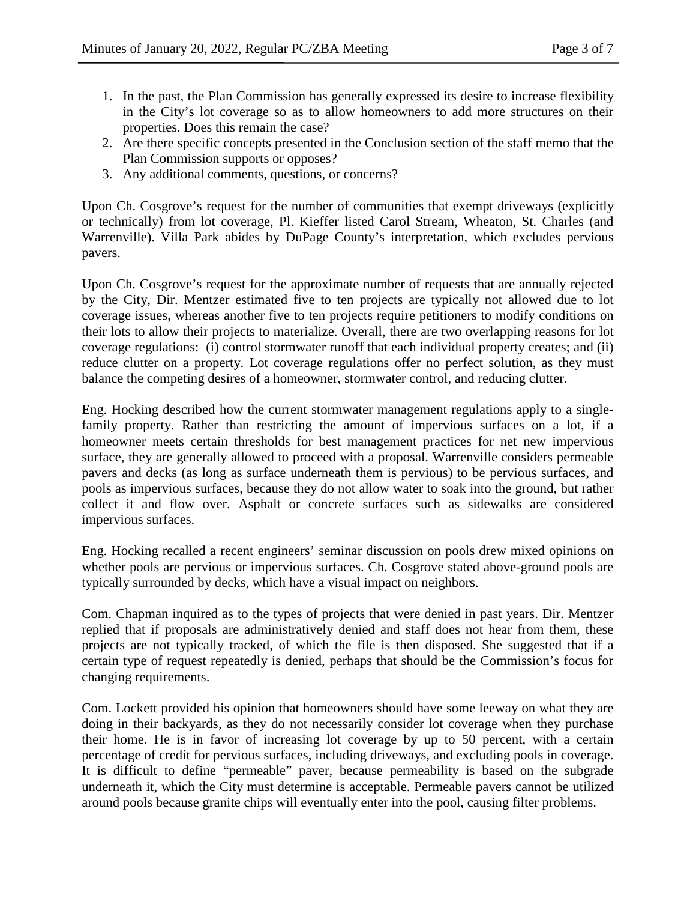1. In the past, the Plan Commission has generally expressed its desire to increase flexibility in the City's lot coverage so as to allow homeowners to add more structures on their properties. Does this remain the case?
2. Are there specific concepts presented in the Conclusion section of the staff memo that the Plan Commission supports or opposes?
3. Any additional comments, questions, or concerns?

Upon Ch. Cosgrove's request for the number of communities that exempt driveways (explicitly or technically) from lot coverage, Pl. Kieffer listed Carol Stream, Wheaton, St. Charles (and Warrenville). Villa Park abides by DuPage County's interpretation, which excludes pervious pavers.

Upon Ch. Cosgrove's request for the approximate number of requests that are annually rejected by the City, Dir. Mentzer estimated five to ten projects are typically not allowed due to lot coverage issues, whereas another five to ten projects require petitioners to modify conditions on their lots to allow their projects to materialize. Overall, there are two overlapping reasons for lot coverage regulations: (i) control stormwater runoff that each individual property creates; and (ii) reduce clutter on a property. Lot coverage regulations offer no perfect solution, as they must balance the competing desires of a homeowner, stormwater control, and reducing clutter.

Eng. Hocking described how the current stormwater management regulations apply to a single-family property. Rather than restricting the amount of impervious surfaces on a lot, if a homeowner meets certain thresholds for best management practices for net new impervious surface, they are generally allowed to proceed with a proposal. Warrenville considers permeable pavers and decks (as long as surface underneath them is pervious) to be pervious surfaces, and pools as impervious surfaces, because they do not allow water to soak into the ground, but rather collect it and flow over. Asphalt or concrete surfaces such as sidewalks are considered impervious surfaces.

Eng. Hocking recalled a recent engineers' seminar discussion on pools drew mixed opinions on whether pools are pervious or impervious surfaces. Ch. Cosgrove stated above-ground pools are typically surrounded by decks, which have a visual impact on neighbors.

Com. Chapman inquired as to the types of projects that were denied in past years. Dir. Mentzer replied that if proposals are administratively denied and staff does not hear from them, these projects are not typically tracked, of which the file is then disposed. She suggested that if a certain type of request repeatedly is denied, perhaps that should be the Commission's focus for changing requirements.

Com. Lockett provided his opinion that homeowners should have some leeway on what they are doing in their backyards, as they do not necessarily consider lot coverage when they purchase their home. He is in favor of increasing lot coverage by up to 50 percent, with a certain percentage of credit for pervious surfaces, including driveways, and excluding pools in coverage. It is difficult to define "permeable" paver, because permeability is based on the subgrade underneath it, which the City must determine is acceptable. Permeable pavers cannot be utilized around pools because granite chips will eventually enter into the pool, causing filter problems.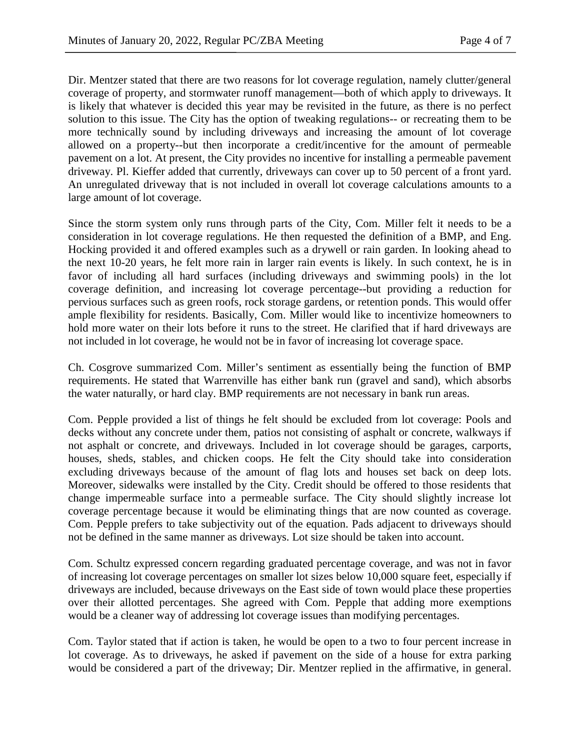Dir. Mentzer stated that there are two reasons for lot coverage regulation, namely clutter/general coverage of property, and stormwater runoff management—both of which apply to driveways. It is likely that whatever is decided this year may be revisited in the future, as there is no perfect solution to this issue. The City has the option of tweaking regulations-- or recreating them to be more technically sound by including driveways and increasing the amount of lot coverage allowed on a property--but then incorporate a credit/incentive for the amount of permeable pavement on a lot. At present, the City provides no incentive for installing a permeable pavement driveway. Pl. Kieffer added that currently, driveways can cover up to 50 percent of a front yard. An unregulated driveway that is not included in overall lot coverage calculations amounts to a large amount of lot coverage.

Since the storm system only runs through parts of the City, Com. Miller felt it needs to be a consideration in lot coverage regulations. He then requested the definition of a BMP, and Eng. Hocking provided it and offered examples such as a drywell or rain garden. In looking ahead to the next 10-20 years, he felt more rain in larger rain events is likely. In such context, he is in favor of including all hard surfaces (including driveways and swimming pools) in the lot coverage definition, and increasing lot coverage percentage--but providing a reduction for pervious surfaces such as green roofs, rock storage gardens, or retention ponds. This would offer ample flexibility for residents. Basically, Com. Miller would like to incentivize homeowners to hold more water on their lots before it runs to the street. He clarified that if hard driveways are not included in lot coverage, he would not be in favor of increasing lot coverage space.

Ch. Cosgrove summarized Com. Miller's sentiment as essentially being the function of BMP requirements. He stated that Warrenville has either bank run (gravel and sand), which absorbs the water naturally, or hard clay. BMP requirements are not necessary in bank run areas.

Com. Pepple provided a list of things he felt should be excluded from lot coverage: Pools and decks without any concrete under them, patios not consisting of asphalt or concrete, walkways if not asphalt or concrete, and driveways. Included in lot coverage should be garages, carports, houses, sheds, stables, and chicken coops. He felt the City should take into consideration excluding driveways because of the amount of flag lots and houses set back on deep lots. Moreover, sidewalks were installed by the City. Credit should be offered to those residents that change impermeable surface into a permeable surface. The City should slightly increase lot coverage percentage because it would be eliminating things that are now counted as coverage. Com. Pepple prefers to take subjectivity out of the equation. Pads adjacent to driveways should not be defined in the same manner as driveways. Lot size should be taken into account.

Com. Schultz expressed concern regarding graduated percentage coverage, and was not in favor of increasing lot coverage percentages on smaller lot sizes below 10,000 square feet, especially if driveways are included, because driveways on the East side of town would place these properties over their allotted percentages. She agreed with Com. Pepple that adding more exemptions would be a cleaner way of addressing lot coverage issues than modifying percentages.

Com. Taylor stated that if action is taken, he would be open to a two to four percent increase in lot coverage. As to driveways, he asked if pavement on the side of a house for extra parking would be considered a part of the driveway; Dir. Mentzer replied in the affirmative, in general.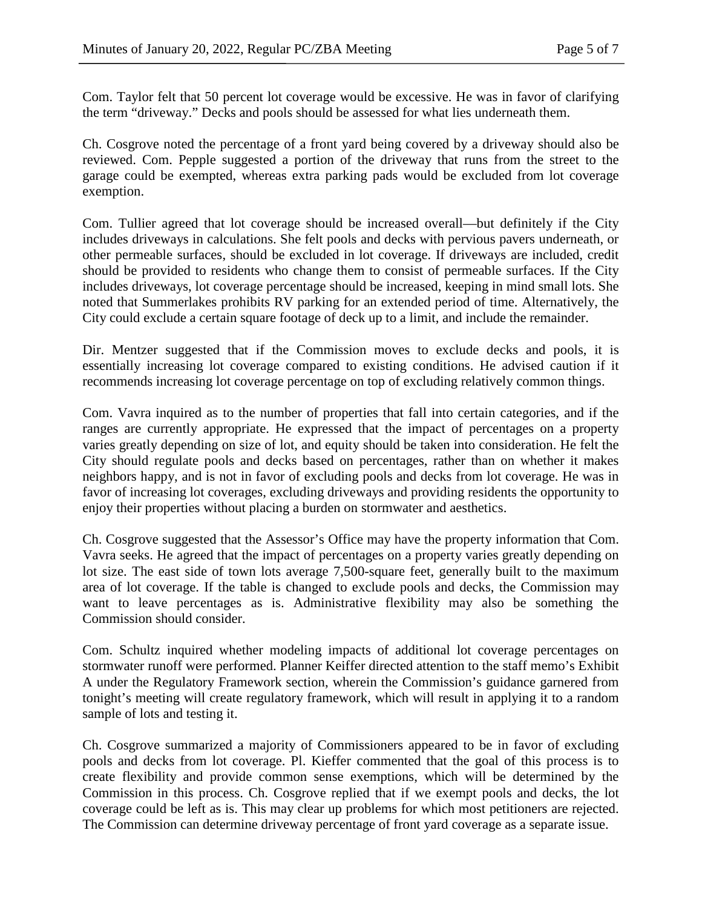Com. Taylor felt that 50 percent lot coverage would be excessive. He was in favor of clarifying the term "driveway." Decks and pools should be assessed for what lies underneath them.

Ch. Cosgrove noted the percentage of a front yard being covered by a driveway should also be reviewed. Com. Pepple suggested a portion of the driveway that runs from the street to the garage could be exempted, whereas extra parking pads would be excluded from lot coverage exemption.

Com. Tullier agreed that lot coverage should be increased overall—but definitely if the City includes driveways in calculations. She felt pools and decks with pervious pavers underneath, or other permeable surfaces, should be excluded in lot coverage. If driveways are included, credit should be provided to residents who change them to consist of permeable surfaces. If the City includes driveways, lot coverage percentage should be increased, keeping in mind small lots. She noted that Summerlakes prohibits RV parking for an extended period of time. Alternatively, the City could exclude a certain square footage of deck up to a limit, and include the remainder.

Dir. Mentzer suggested that if the Commission moves to exclude decks and pools, it is essentially increasing lot coverage compared to existing conditions. He advised caution if it recommends increasing lot coverage percentage on top of excluding relatively common things.

Com. Vavra inquired as to the number of properties that fall into certain categories, and if the ranges are currently appropriate. He expressed that the impact of percentages on a property varies greatly depending on size of lot, and equity should be taken into consideration. He felt the City should regulate pools and decks based on percentages, rather than on whether it makes neighbors happy, and is not in favor of excluding pools and decks from lot coverage. He was in favor of increasing lot coverages, excluding driveways and providing residents the opportunity to enjoy their properties without placing a burden on stormwater and aesthetics.

Ch. Cosgrove suggested that the Assessor's Office may have the property information that Com. Vavra seeks. He agreed that the impact of percentages on a property varies greatly depending on lot size. The east side of town lots average 7,500-square feet, generally built to the maximum area of lot coverage. If the table is changed to exclude pools and decks, the Commission may want to leave percentages as is. Administrative flexibility may also be something the Commission should consider.

Com. Schultz inquired whether modeling impacts of additional lot coverage percentages on stormwater runoff were performed. Planner Keiffer directed attention to the staff memo's Exhibit A under the Regulatory Framework section, wherein the Commission's guidance garnered from tonight's meeting will create regulatory framework, which will result in applying it to a random sample of lots and testing it.

Ch. Cosgrove summarized a majority of Commissioners appeared to be in favor of excluding pools and decks from lot coverage. Pl. Kieffer commented that the goal of this process is to create flexibility and provide common sense exemptions, which will be determined by the Commission in this process. Ch. Cosgrove replied that if we exempt pools and decks, the lot coverage could be left as is. This may clear up problems for which most petitioners are rejected. The Commission can determine driveway percentage of front yard coverage as a separate issue.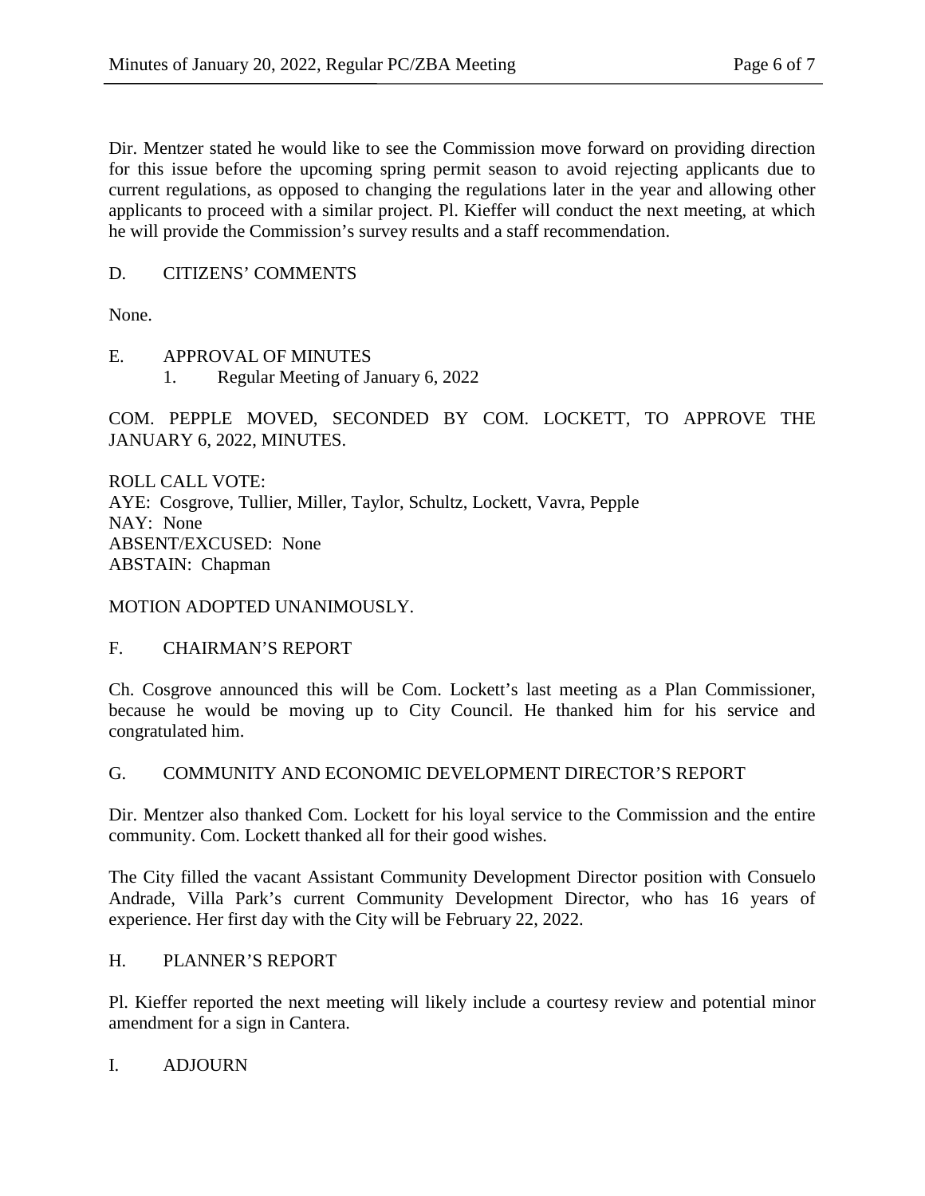Dir. Mentzer stated he would like to see the Commission move forward on providing direction for this issue before the upcoming spring permit season to avoid rejecting applicants due to current regulations, as opposed to changing the regulations later in the year and allowing other applicants to proceed with a similar project. Pl. Kieffer will conduct the next meeting, at which he will provide the Commission's survey results and a staff recommendation.

## D. CITIZENS' COMMENTS

None.

## E. APPROVAL OF MINUTES

1. Regular Meeting of January 6, 2022

COM. PEPPLE MOVED, SECONDED BY COM. LOCKETT, TO APPROVE THE JANUARY 6, 2022, MINUTES.

ROLL CALL VOTE:
AYE: Cosgrove, Tullier, Miller, Taylor, Schultz, Lockett, Vavra, Pepple
NAY: None
ABSENT/EXCUSED: None
ABSTAIN: Chapman

MOTION ADOPTED UNANIMOUSLY.

## F. CHAIRMAN'S REPORT

Ch. Cosgrove announced this will be Com. Lockett's last meeting as a Plan Commissioner, because he would be moving up to City Council. He thanked him for his service and congratulated him.

## G. COMMUNITY AND ECONOMIC DEVELOPMENT DIRECTOR'S REPORT

Dir. Mentzer also thanked Com. Lockett for his loyal service to the Commission and the entire community. Com. Lockett thanked all for their good wishes.

The City filled the vacant Assistant Community Development Director position with Consuelo Andrade, Villa Park's current Community Development Director, who has 16 years of experience. Her first day with the City will be February 22, 2022.

## H. PLANNER'S REPORT

Pl. Kieffer reported the next meeting will likely include a courtesy review and potential minor amendment for a sign in Cantera.

## I. ADJOURN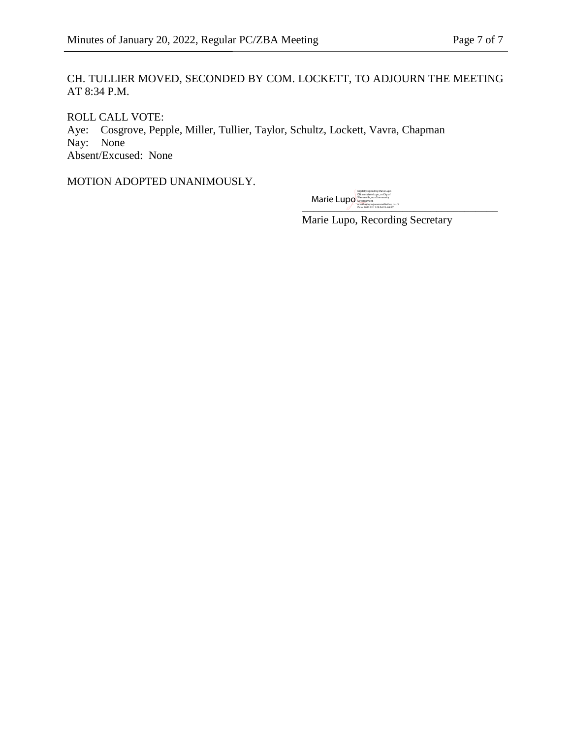CH. TULLIER MOVED, SECONDED BY COM. LOCKETT, TO ADJOURN THE MEETING AT 8:34 P.M.

ROLL CALL VOTE:
Aye: Cosgrove, Pepple, Miller, Tullier, Taylor, Schultz, Lockett, Vavra, Chapman
Nay: None
Absent/Excused: None

MOTION ADOPTED UNANIMOUSLY.

Marie Lupo Digitally signed by Marie Lupo DN: cn=Marie Lupo, o=City of Warrenville, ou=Community Development, email=mlupo@warrenville.il.us, c=US Date: 2022.02.11 09:54:23 -06'00'

Marie Lupo, Recording Secretary